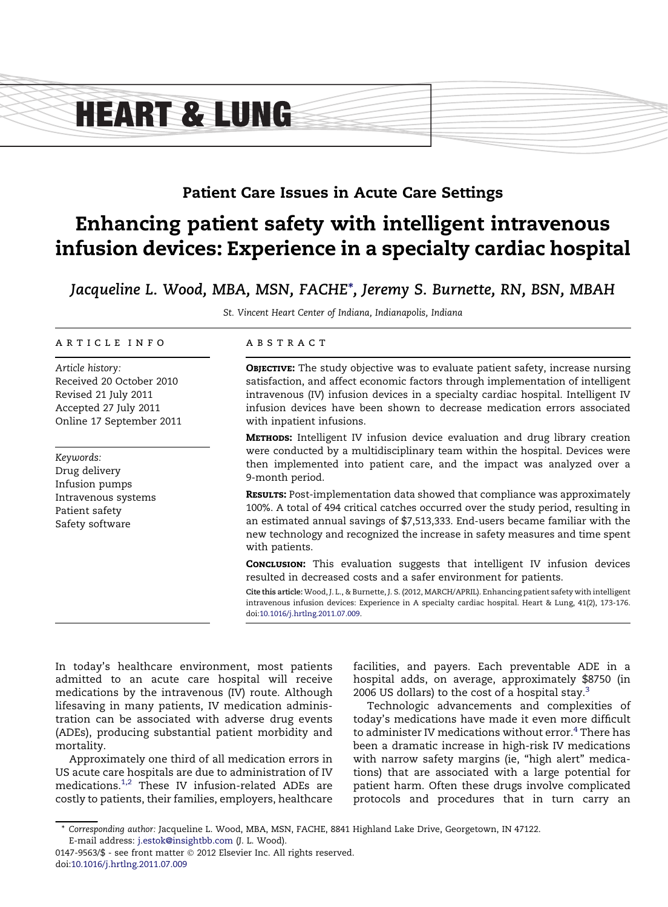HEART & LUNG

## Patient Care Issues in Acute Care Settings

# Enhancing patient safety with intelligent intravenous infusion devices: Experience in a specialty cardiac hospital

*Jacqueline L. Wood, MBA, MSN, FACHE*, Jeremy S. Burnette, RN, BSN, MBAH*

*St. Vincent Heart Center of Indiana, Indianapolis, Indiana*

### ARTICLE INFO

*Article history:*
Received 20 October 2010
Revised 21 July 2011
Accepted 27 July 2011
Online 17 September 2011

*Keywords:*
Drug delivery
Infusion pumps
Intravenous systems
Patient safety
Safety software

### ABSTRACT

**OBJECTIVE:** The study objective was to evaluate patient safety, increase nursing satisfaction, and affect economic factors through implementation of intelligent intravenous (IV) infusion devices in a specialty cardiac hospital. Intelligent IV infusion devices have been shown to decrease medication errors associated with inpatient infusions.

**METHODS:** Intelligent IV infusion device evaluation and drug library creation were conducted by a multidisciplinary team within the hospital. Devices were then implemented into patient care, and the impact was analyzed over a 9-month period.

**RESULTS:** Post-implementation data showed that compliance was approximately 100%. A total of 494 critical catches occurred over the study period, resulting in an estimated annual savings of $7,513,333. End-users became familiar with the new technology and recognized the increase in safety measures and time spent with patients.

**CONCLUSION:** This evaluation suggests that intelligent IV infusion devices resulted in decreased costs and a safer environment for patients.

**Cite this article:** Wood, J. L., & Burnette, J. S. (2012, MARCH/APRIL). Enhancing patient safety with intelligent intravenous infusion devices: Experience in A specialty cardiac hospital. Heart & Lung, 41(2), 173-176. doi:10.1016/j.hrtlng.2011.07.009.

In today's healthcare environment, most patients admitted to an acute care hospital will receive medications by the intravenous (IV) route. Although lifesaving in many patients, IV medication administration can be associated with adverse drug events (ADEs), producing substantial patient morbidity and mortality.

Approximately one third of all medication errors in US acute care hospitals are due to administration of IV medications.[1,2] These IV infusion-related ADEs are costly to patients, their families, employers, healthcare facilities, and payers. Each preventable ADE in a hospital adds, on average, approximately $8750 (in 2006 US dollars) to the cost of a hospital stay.[3]

Technologic advancements and complexities of today's medications have made it even more difficult to administer IV medications without error.[4] There has been a dramatic increase in high-risk IV medications with narrow safety margins (ie, "high alert" medications) that are associated with a large potential for patient harm. Often these drugs involve complicated protocols and procedures that in turn carry an

\* *Corresponding author:* Jacqueline L. Wood, MBA, MSN, FACHE, 8841 Highland Lake Drive, Georgetown, IN 47122.
E-mail address: j.estok@insightbb.com (J. L. Wood).

0147-9563/$ - see front matter © 2012 Elsevier Inc. All rights reserved.
doi:10.1016/j.hrtlng.2011.07.009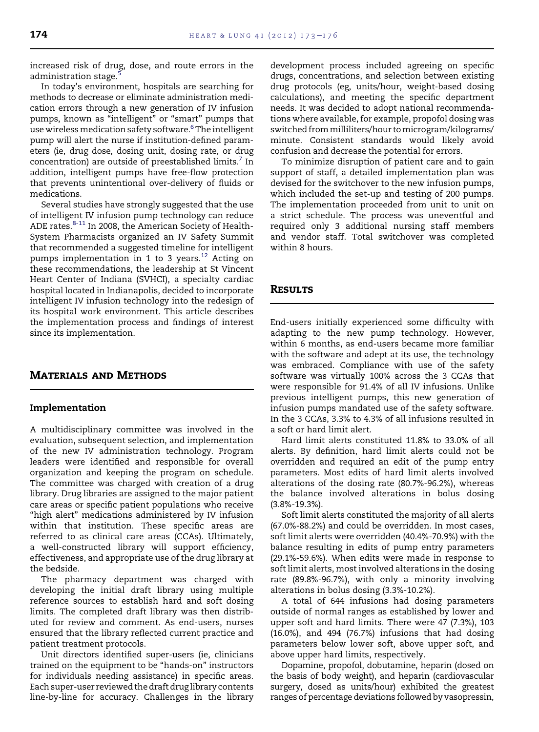increased risk of drug, dose, and route errors in the administration stage.[5]

In today's environment, hospitals are searching for methods to decrease or eliminate administration medication errors through a new generation of IV infusion pumps, known as "intelligent" or "smart" pumps that use wireless medication safety software.[6] The intelligent pump will alert the nurse if institution-defined parameters (ie, drug dose, dosing unit, dosing rate, or drug concentration) are outside of preestablished limits.[7] In addition, intelligent pumps have free-flow protection that prevents unintentional over-delivery of fluids or medications.

Several studies have strongly suggested that the use of intelligent IV infusion pump technology can reduce ADE rates.[8-11] In 2008, the American Society of Health-System Pharmacists organized an IV Safety Summit that recommended a suggested timeline for intelligent pumps implementation in 1 to 3 years.[12] Acting on these recommendations, the leadership at St Vincent Heart Center of Indiana (SVHCI), a specialty cardiac hospital located in Indianapolis, decided to incorporate intelligent IV infusion technology into the redesign of its hospital work environment. This article describes the implementation process and findings of interest since its implementation.

## Materials and Methods

### Implementation

A multidisciplinary committee was involved in the evaluation, subsequent selection, and implementation of the new IV administration technology. Program leaders were identified and responsible for overall organization and keeping the program on schedule. The committee was charged with creation of a drug library. Drug libraries are assigned to the major patient care areas or specific patient populations who receive "high alert" medications administered by IV infusion within that institution. These specific areas are referred to as clinical care areas (CCAs). Ultimately, a well-constructed library will support efficiency, effectiveness, and appropriate use of the drug library at the bedside.

The pharmacy department was charged with developing the initial draft library using multiple reference sources to establish hard and soft dosing limits. The completed draft library was then distributed for review and comment. As end-users, nurses ensured that the library reflected current practice and patient treatment protocols.

Unit directors identified super-users (ie, clinicians trained on the equipment to be "hands-on" instructors for individuals needing assistance) in specific areas. Each super-user reviewed the draft drug library contents line-by-line for accuracy. Challenges in the library development process included agreeing on specific drugs, concentrations, and selection between existing drug protocols (eg, units/hour, weight-based dosing calculations), and meeting the specific department needs. It was decided to adopt national recommendations where available, for example, propofol dosing was switched from milliliters/hour to microgram/kilograms/minute. Consistent standards would likely avoid confusion and decrease the potential for errors.

To minimize disruption of patient care and to gain support of staff, a detailed implementation plan was devised for the switchover to the new infusion pumps, which included the set-up and testing of 200 pumps. The implementation proceeded from unit to unit on a strict schedule. The process was uneventful and required only 3 additional nursing staff members and vendor staff. Total switchover was completed within 8 hours.

## Results

End-users initially experienced some difficulty with adapting to the new pump technology. However, within 6 months, as end-users became more familiar with the software and adept at its use, the technology was embraced. Compliance with use of the safety software was virtually 100% across the 3 CCAs that were responsible for 91.4% of all IV infusions. Unlike previous intelligent pumps, this new generation of infusion pumps mandated use of the safety software. In the 3 CCAs, 3.3% to 4.3% of all infusions resulted in a soft or hard limit alert.

Hard limit alerts constituted 11.8% to 33.0% of all alerts. By definition, hard limit alerts could not be overridden and required an edit of the pump entry parameters. Most edits of hard limit alerts involved alterations of the dosing rate (80.7%-96.2%), whereas the balance involved alterations in bolus dosing (3.8%-19.3%).

Soft limit alerts constituted the majority of all alerts (67.0%-88.2%) and could be overridden. In most cases, soft limit alerts were overridden (40.4%-70.9%) with the balance resulting in edits of pump entry parameters (29.1%-59.6%). When edits were made in response to soft limit alerts, most involved alterations in the dosing rate (89.8%-96.7%), with only a minority involving alterations in bolus dosing (3.3%-10.2%).

A total of 644 infusions had dosing parameters outside of normal ranges as established by lower and upper soft and hard limits. There were 47 (7.3%), 103 (16.0%), and 494 (76.7%) infusions that had dosing parameters below lower soft, above upper soft, and above upper hard limits, respectively.

Dopamine, propofol, dobutamine, heparin (dosed on the basis of body weight), and heparin (cardiovascular surgery, dosed as units/hour) exhibited the greatest ranges of percentage deviations followed by vasopressin,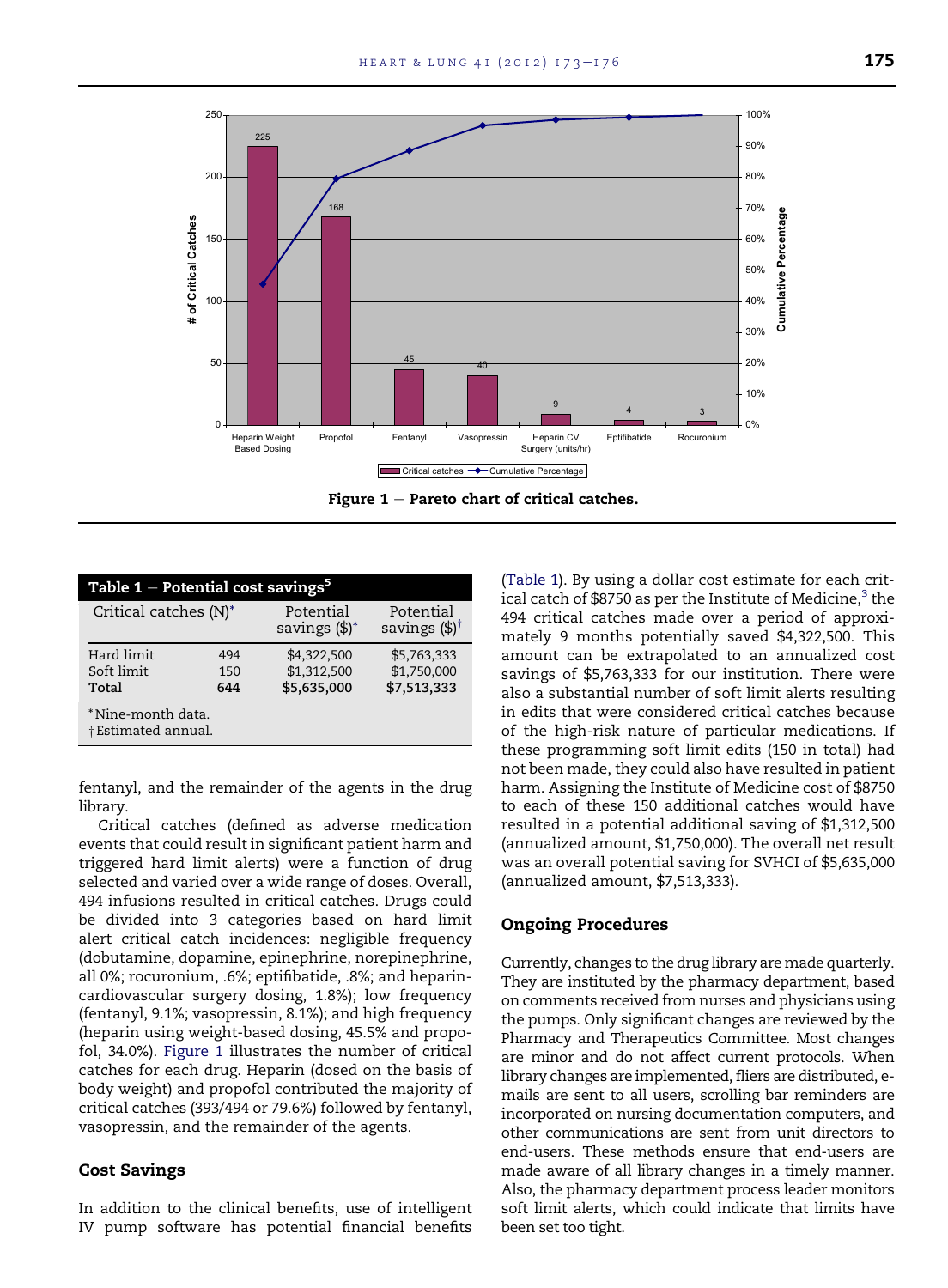Figure 1 – Pareto chart of critical catches.

| Table 1 – Potential cost savings[5] | | | |
|---|---|---|---|
| Critical catches (N)* | | Potential savings ($)* | Potential savings ($)† |
| Hard limit | 494 | $4,322,500 | $5,763,333 |
| Soft limit | 150 | $1,312,500 | $1,750,000 |
| **Total** | **644** | **$5,635,000** | **$7,513,333** |

*Nine-month data.
†Estimated annual.

fentanyl, and the remainder of the agents in the drug library.

Critical catches (defined as adverse medication events that could result in significant patient harm and triggered hard limit alerts) were a function of drug selected and varied over a wide range of doses. Overall, 494 infusions resulted in critical catches. Drugs could be divided into 3 categories based on hard limit alert critical catch incidences: negligible frequency (dobutamine, dopamine, epinephrine, norepinephrine, all 0%; rocuronium, .6%; eptifibatide, .8%; and heparin-cardiovascular surgery dosing, 1.8%); low frequency (fentanyl, 9.1%; vasopressin, 8.1%); and high frequency (heparin using weight-based dosing, 45.5% and propofol, 34.0%). Figure 1 illustrates the number of critical catches for each drug. Heparin (dosed on the basis of body weight) and propofol contributed the majority of critical catches (393/494 or 79.6%) followed by fentanyl, vasopressin, and the remainder of the agents.

## Cost Savings

In addition to the clinical benefits, use of intelligent IV pump software has potential financial benefits (Table 1). By using a dollar cost estimate for each critical catch of $8750 as per the Institute of Medicine,[3] the 494 critical catches made over a period of approximately 9 months potentially saved $4,322,500. This amount can be extrapolated to an annualized cost savings of $5,763,333 for our institution. There were also a substantial number of soft limit alerts resulting in edits that were considered critical catches because of the high-risk nature of particular medications. If these programming soft limit edits (150 in total) had not been made, they could also have resulted in patient harm. Assigning the Institute of Medicine cost of $8750 to each of these 150 additional catches would have resulted in a potential additional saving of $1,312,500 (annualized amount, $1,750,000). The overall net result was an overall potential saving for SVHCI of $5,635,000 (annualized amount, $7,513,333).

## Ongoing Procedures

Currently, changes to the drug library are made quarterly. They are instituted by the pharmacy department, based on comments received from nurses and physicians using the pumps. Only significant changes are reviewed by the Pharmacy and Therapeutics Committee. Most changes are minor and do not affect current protocols. When library changes are implemented, fliers are distributed, e-mails are sent to all users, scrolling bar reminders are incorporated on nursing documentation computers, and other communications are sent from unit directors to end-users. These methods ensure that end-users are made aware of all library changes in a timely manner. Also, the pharmacy department process leader monitors soft limit alerts, which could indicate that limits have been set too tight.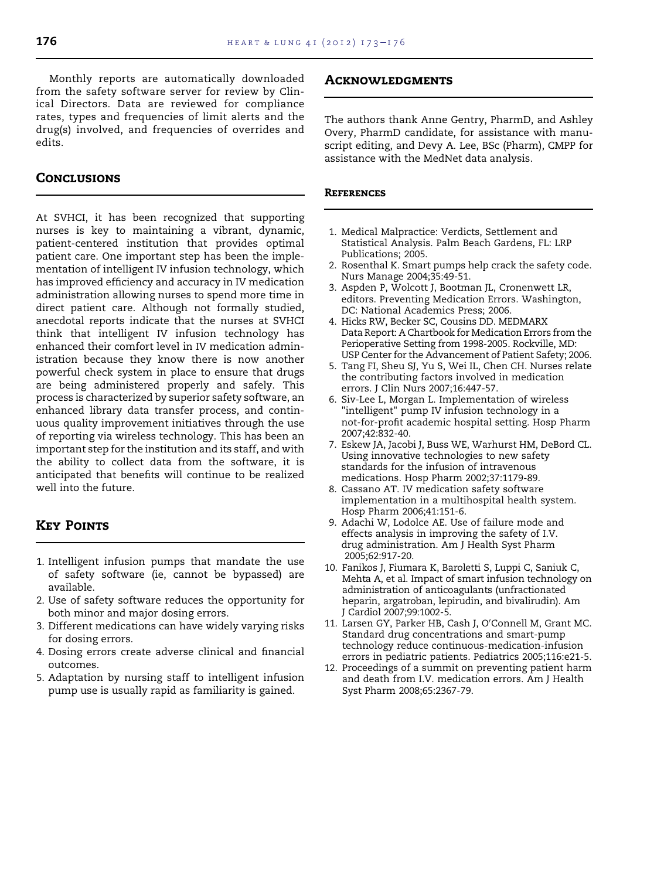Monthly reports are automatically downloaded from the safety software server for review by Clinical Directors. Data are reviewed for compliance rates, types and frequencies of limit alerts and the drug(s) involved, and frequencies of overrides and edits.

## Conclusions

At SVHCI, it has been recognized that supporting nurses is key to maintaining a vibrant, dynamic, patient-centered institution that provides optimal patient care. One important step has been the implementation of intelligent IV infusion technology, which has improved efficiency and accuracy in IV medication administration allowing nurses to spend more time in direct patient care. Although not formally studied, anecdotal reports indicate that the nurses at SVHCI think that intelligent IV infusion technology has enhanced their comfort level in IV medication administration because they know there is now another powerful check system in place to ensure that drugs are being administered properly and safely. This process is characterized by superior safety software, an enhanced library data transfer process, and continuous quality improvement initiatives through the use of reporting via wireless technology. This has been an important step for the institution and its staff, and with the ability to collect data from the software, it is anticipated that benefits will continue to be realized well into the future.

## Key Points

1. Intelligent infusion pumps that mandate the use of safety software (ie, cannot be bypassed) are available.
2. Use of safety software reduces the opportunity for both minor and major dosing errors.
3. Different medications can have widely varying risks for dosing errors.
4. Dosing errors create adverse clinical and financial outcomes.
5. Adaptation by nursing staff to intelligent infusion pump use is usually rapid as familiarity is gained.

## Acknowledgments

The authors thank Anne Gentry, PharmD, and Ashley Overy, PharmD candidate, for assistance with manuscript editing, and Devy A. Lee, BSc (Pharm), CMPP for assistance with the MedNet data analysis.

### References

1. Medical Malpractice: Verdicts, Settlement and Statistical Analysis. Palm Beach Gardens, FL: LRP Publications; 2005.
2. Rosenthal K. Smart pumps help crack the safety code. Nurs Manage 2004;35:49-51.
3. Aspden P, Wolcott J, Bootman JL, Cronenwett LR, editors. Preventing Medication Errors. Washington, DC: National Academics Press; 2006.
4. Hicks RW, Becker SC, Cousins DD. MEDMARX Data Report: A Chartbook for Medication Errors from the Perioperative Setting from 1998-2005. Rockville, MD: USP Center for the Advancement of Patient Safety; 2006.
5. Tang FI, Sheu SJ, Yu S, Wei IL, Chen CH. Nurses relate the contributing factors involved in medication errors. J Clin Nurs 2007;16:447-57.
6. Siv-Lee L, Morgan L. Implementation of wireless "intelligent" pump IV infusion technology in a not-for-profit academic hospital setting. Hosp Pharm 2007;42:832-40.
7. Eskew JA, Jacobi J, Buss WE, Warhurst HM, DeBord CL. Using innovative technologies to new safety standards for the infusion of intravenous medications. Hosp Pharm 2002;37:1179-89.
8. Cassano AT. IV medication safety software implementation in a multihospital health system. Hosp Pharm 2006;41:151-6.
9. Adachi W, Lodolce AE. Use of failure mode and effects analysis in improving the safety of I.V. drug administration. Am J Health Syst Pharm 2005;62:917-20.
10. Fanikos J, Fiumara K, Baroletti S, Luppi C, Saniuk C, Mehta A, et al. Impact of smart infusion technology on administration of anticoagulants (unfractionated heparin, argatroban, lepirudin, and bivalirudin). Am J Cardiol 2007;99:1002-5.
11. Larsen GY, Parker HB, Cash J, O'Connell M, Grant MC. Standard drug concentrations and smart-pump technology reduce continuous-medication-infusion errors in pediatric patients. Pediatrics 2005;116:e21-5.
12. Proceedings of a summit on preventing patient harm and death from I.V. medication errors. Am J Health Syst Pharm 2008;65:2367-79.